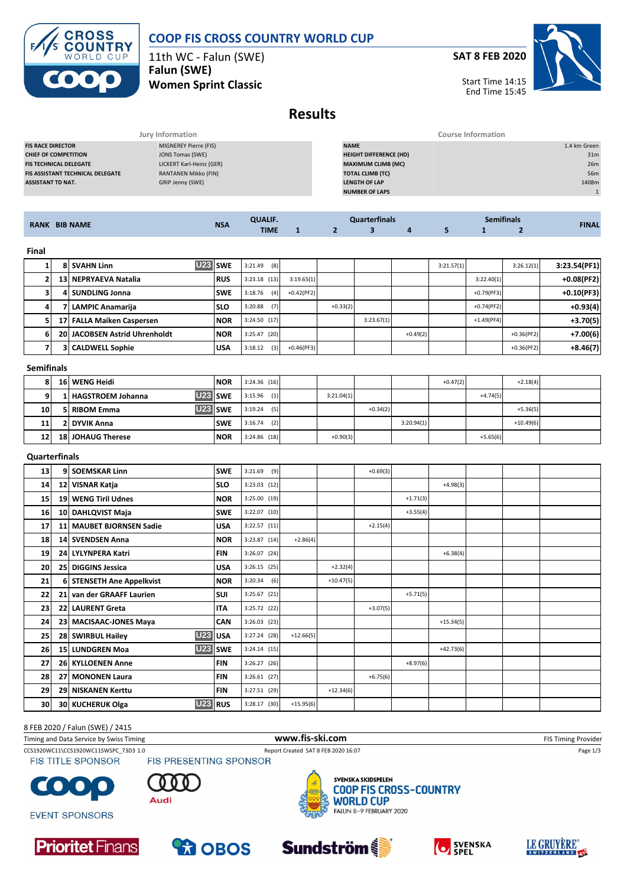# COOP FIS CROSS COUNTRY WORLD CUP

11th WC - Falun (SWE)

**Falun (SWE)**

**Women Sprint Classic**

**SAT 8 FEB 2020**

Start Time 14:15
End Time 15:45

## Results

| Jury Information | |
|---|---|
| FIS RACE DIRECTOR | MIGNEREY Pierre (FIS) |
| CHIEF OF COMPETITION | JONS Tomas (SWE) |
| FIS TECHNICAL DELEGATE | LICKERT Karl-Heinz (GER) |
| FIS ASSISTANT TECHNICAL DELEGATE | RANTANEN Mikko (FIN) |
| ASSISTANT TD NAT. | GRIP Jenny (SWE) |

| Course Information | |
|---|---|
| NAME | 1.4 km Green |
| HEIGHT DIFFERENCE (HD) | 31m |
| MAXIMUM CLIMB (MC) | 26m |
| TOTAL CLIMB (TC) | 56m |
| LENGTH OF LAP | 1408m |
| NUMBER OF LAPS | 1 |

| RANK | BIB | NAME | | NSA | QUALIF. TIME | Quarterfinals 1 | 2 | 3 | 4 | 5 | Semifinals 1 | 2 | FINAL |
|---|---|---|---|---|---|---|---|---|---|---|---|---|---|
| **Final** | | | | | | | | | | | | | |
| 1 | 8 | SVAHN Linn | U23 | SWE | 3:21.49 (8) | | | | | 3:21.57(1) | | 3:26.12(1) | 3:23.54(PF1) |
| 2 | 13 | NEPRYAEVA Natalia | | RUS | 3:23.18 (13) | 3:19.65(1) | | | | | 3:22.40(1) | | +0.08(PF2) |
| 3 | 4 | SUNDLING Jonna | | SWE | 3:18.76 (4) | +0.42(PF2) | | | | | +0.79(PF3) | | +0.10(PF3) |
| 4 | 7 | LAMPIC Anamarija | | SLO | 3:20.88 (7) | | +0.33(2) | | | | +0.74(PF2) | | +0.93(4) |
| 5 | 17 | FALLA Maiken Caspersen | | NOR | 3:24.50 (17) | | | 3:23.67(1) | | | +1.49(PF4) | | +3.70(5) |
| 6 | 20 | JACOBSEN Astrid Uhrenholdt | | NOR | 3:25.47 (20) | | | | +0.49(2) | | | +0.36(PF2) | +7.00(6) |
| 7 | 3 | CALDWELL Sophie | | USA | 3:18.12 (3) | +0.46(PF3) | | | | | | +0.36(PF2) | +8.46(7) |
| **Semifinals** | | | | | | | | | | | | | |
| 8 | 16 | WENG Heidi | | NOR | 3:24.36 (16) | | | | | +0.47(2) | | +2.18(4) | |
| 9 | 1 | HAGSTROEM Johanna | U23 | SWE | 3:15.96 (1) | | 3:21.04(1) | | | | +4.74(5) | | |
| 10 | 5 | RIBOM Emma | U23 | SWE | 3:19.24 (5) | | | +0.34(2) | | | | +5.36(5) | |
| 11 | 2 | DYVIK Anna | | SWE | 3:16.74 (2) | | | | 3:20.94(1) | | | +10.49(6) | |
| 12 | 18 | JOHAUG Therese | | NOR | 3:24.86 (18) | | +0.90(3) | | | | +5.65(6) | | |
| **Quarterfinals** | | | | | | | | | | | | | |
| 13 | 9 | SOEMSKAR Linn | | SWE | 3:21.69 (9) | | | +0.69(3) | | | | | |
| 14 | 12 | VISNAR Katja | | SLO | 3:23.03 (12) | | | | | +4.98(3) | | | |
| 15 | 19 | WENG Tiril Udnes | | NOR | 3:25.00 (19) | | | | +1.71(3) | | | | |
| 16 | 10 | DAHLQVIST Maja | | SWE | 3:22.07 (10) | | | | +3.55(4) | | | | |
| 17 | 11 | MAUBET BJORNSEN Sadie | | USA | 3:22.57 (11) | | | +2.15(4) | | | | | |
| 18 | 14 | SVENDSEN Anna | | NOR | 3:23.87 (14) | +2.86(4) | | | | | | | |
| 19 | 24 | LYLYNPERA Katri | | FIN | 3:26.07 (24) | | | | | +6.38(4) | | | |
| 20 | 25 | DIGGINS Jessica | | USA | 3:26.15 (25) | | +2.32(4) | | | | | | |
| 21 | 6 | STENSETH Ane Appelkvist | | NOR | 3:20.34 (6) | | +10.47(5) | | | | | | |
| 22 | 21 | van der GRAAFF Laurien | | SUI | 3:25.67 (21) | | | | +5.71(5) | | | | |
| 23 | 22 | LAURENT Greta | | ITA | 3:25.72 (22) | | | +3.07(5) | | | | | |
| 24 | 23 | MACISAAC-JONES Maya | | CAN | 3:26.03 (23) | | | | | +15.34(5) | | | |
| 25 | 28 | SWIRBUL Hailey | U23 | USA | 3:27.24 (28) | +12.66(5) | | | | | | | |
| 26 | 15 | LUNDGREN Moa | U23 | SWE | 3:24.14 (15) | | | | | +42.73(6) | | | |
| 27 | 26 | KYLLOENEN Anne | | FIN | 3:26.27 (26) | | | | +8.97(6) | | | | |
| 28 | 27 | MONONEN Laura | | FIN | 3:26.61 (27) | | | +6.75(6) | | | | | |
| 29 | 29 | NISKANEN Kerttu | | FIN | 3:27.51 (29) | | +12.34(6) | | | | | | |
| 30 | 30 | KUCHERUK Olga | U23 | RUS | 3:28.17 (30) | +15.95(6) | | | | | | | |

8 FEB 2020 / Falun (SWE) / 2415

Timing and Data Service by Swiss Timing — www.fis-ski.com — FIS Timing Provider

CCS1920WC11\CCS1920WC11SWSPC_73D3 1.0 — Report Created SAT 8 FEB 2020 16:07

FIS TITLE SPONSOR — FIS PRESENTING SPONSOR

EVENT SPONSORS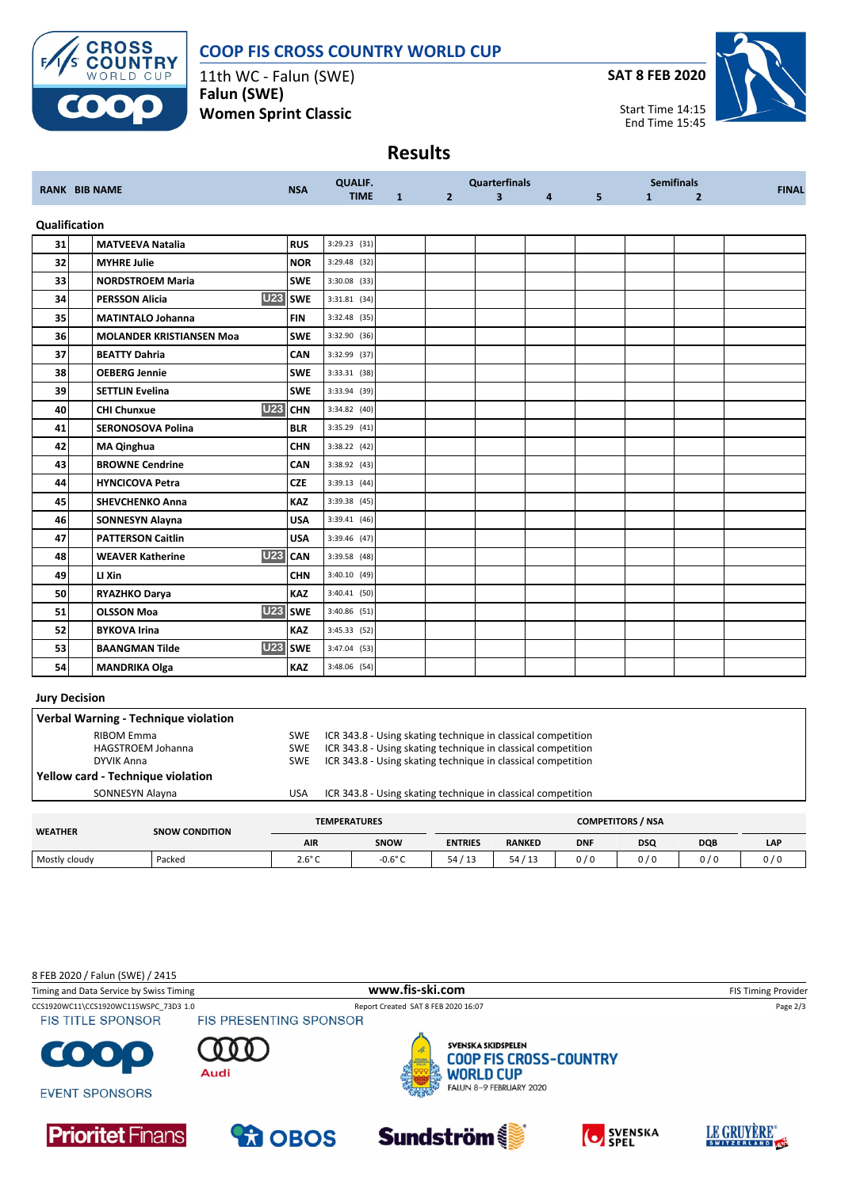# COOP FIS CROSS COUNTRY WORLD CUP

11th WC - Falun (SWE)

**Falun (SWE)**

**Women Sprint Classic**

**SAT 8 FEB 2020**

Start Time 14:15
End Time 15:45

## Results

| RANK | BIB | NAME | | NSA | QUALIF. TIME | Quarterfinals 1 | 2 | 3 | 4 | 5 | Semifinals 1 | 2 | FINAL |
|---|---|---|---|---|---|---|---|---|---|---|---|---|---|
| **Qualification** | | | | | | | | | | | | | |
| 31 | | MATVEEVA Natalia | | RUS | 3:29.23 (31) | | | | | | | | |
| 32 | | MYHRE Julie | | NOR | 3:29.48 (32) | | | | | | | | |
| 33 | | NORDSTROEM Maria | | SWE | 3:30.08 (33) | | | | | | | | |
| 34 | | PERSSON Alicia | U23 | SWE | 3:31.81 (34) | | | | | | | | |
| 35 | | MATINTALO Johanna | | FIN | 3:32.48 (35) | | | | | | | | |
| 36 | | MOLANDER KRISTIANSEN Moa | | SWE | 3:32.90 (36) | | | | | | | | |
| 37 | | BEATTY Dahria | | CAN | 3:32.99 (37) | | | | | | | | |
| 38 | | OEBERG Jennie | | SWE | 3:33.31 (38) | | | | | | | | |
| 39 | | SETTLIN Evelina | | SWE | 3:33.94 (39) | | | | | | | | |
| 40 | | CHI Chunxue | U23 | CHN | 3:34.82 (40) | | | | | | | | |
| 41 | | SERONOSOVA Polina | | BLR | 3:35.29 (41) | | | | | | | | |
| 42 | | MA Qinghua | | CHN | 3:38.22 (42) | | | | | | | | |
| 43 | | BROWNE Cendrine | | CAN | 3:38.92 (43) | | | | | | | | |
| 44 | | HYNCICOVA Petra | | CZE | 3:39.13 (44) | | | | | | | | |
| 45 | | SHEVCHENKO Anna | | KAZ | 3:39.38 (45) | | | | | | | | |
| 46 | | SONNESYN Alayna | | USA | 3:39.41 (46) | | | | | | | | |
| 47 | | PATTERSON Caitlin | | USA | 3:39.46 (47) | | | | | | | | |
| 48 | | WEAVER Katherine | U23 | CAN | 3:39.58 (48) | | | | | | | | |
| 49 | | LI Xin | | CHN | 3:40.10 (49) | | | | | | | | |
| 50 | | RYAZHKO Darya | | KAZ | 3:40.41 (50) | | | | | | | | |
| 51 | | OLSSON Moa | U23 | SWE | 3:40.86 (51) | | | | | | | | |
| 52 | | BYKOVA Irina | | KAZ | 3:45.33 (52) | | | | | | | | |
| 53 | | BAANGMAN Tilde | U23 | SWE | 3:47.04 (53) | | | | | | | | |
| 54 | | MANDRIKA Olga | | KAZ | 3:48.06 (54) | | | | | | | | |

### Jury Decision

**Verbal Warning - Technique violation**

| Name | NSA | Reason |
|---|---|---|
| RIBOM Emma | SWE | ICR 343.8 - Using skating technique in classical competition |
| HAGSTROEM Johanna | SWE | ICR 343.8 - Using skating technique in classical competition |
| DYVIK Anna | SWE | ICR 343.8 - Using skating technique in classical competition |

**Yellow card - Technique violation**

| Name | NSA | Reason |
|---|---|---|
| SONNESYN Alayna | USA | ICR 343.8 - Using skating technique in classical competition |

| WEATHER | SNOW CONDITION | TEMPERATURES | | COMPETITORS / NSA | | | | | |
|---|---|---|---|---|---|---|---|---|---|
| | | AIR | SNOW | ENTRIES | RANKED | DNF | DSQ | DQB | LAP |
| Mostly cloudy | Packed | 2.6° C | -0.6° C | 54 / 13 | 54 / 13 | 0 / 0 | 0 / 0 | 0 / 0 | 0 / 0 |

8 FEB 2020 / Falun (SWE) / 2415

Timing and Data Service by Swiss Timing — www.fis-ski.com — FIS Timing Provider

CCS1920WC11\CCS1920WC11SWSPC_73D3 1.0 — Report Created SAT 8 FEB 2020 16:07

FIS TITLE SPONSOR — FIS PRESENTING SPONSOR — EVENT SPONSORS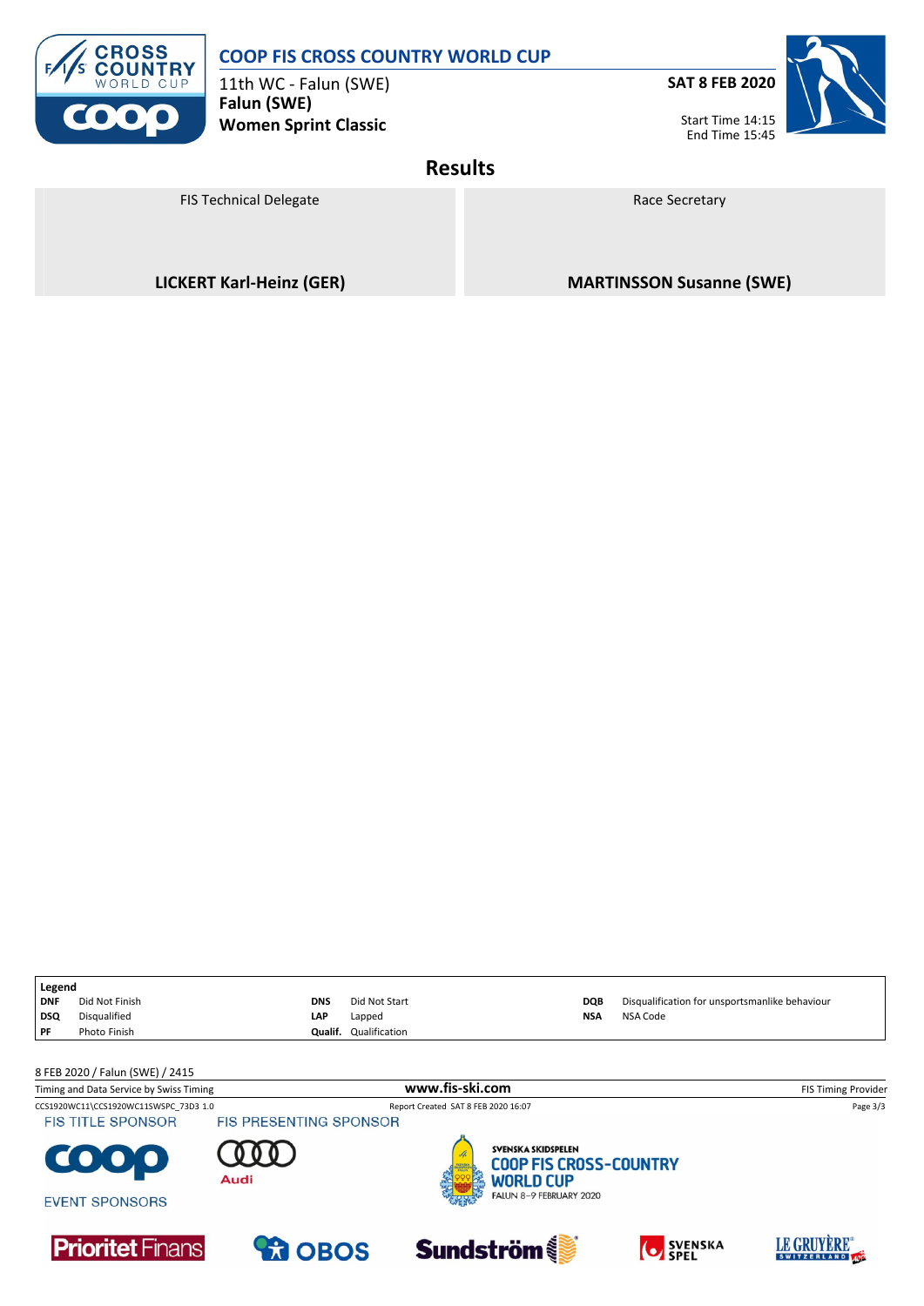## COOP FIS CROSS COUNTRY WORLD CUP

11th WC - Falun (SWE)
**Falun (SWE)**
**Women Sprint Classic**

**SAT 8 FEB 2020**

Start Time 14:15
End Time 15:45

# Results

| FIS Technical Delegate | Race Secretary |
|---|---|
| **LICKERT Karl-Heinz (GER)** | **MARTINSSON Susanne (SWE)** |

**Legend**

| | | | | | |
|---|---|---|---|---|---|
| **DNF** | Did Not Finish | **DNS** | Did Not Start | **DQB** | Disqualification for unsportsmanlike behaviour |
| **DSQ** | Disqualified | **LAP** | Lapped | **NSA** | NSA Code |
| **PF** | Photo Finish | **Qualif.** | Qualification | | |

8 FEB 2020 / Falun (SWE) / 2415

Timing and Data Service by Swiss Timing — www.fis-ski.com — FIS Timing Provider

CCS1920WC11\CCS1920WC11SWSPC_73D3 1.0 — Report Created SAT 8 FEB 2020 16:07

FIS TITLE SPONSOR — FIS PRESENTING SPONSOR

SVENSKA SKIDSPELEN
COOP FIS CROSS-COUNTRY WORLD CUP
FALUN 8–9 FEBRUARY 2020

EVENT SPONSORS